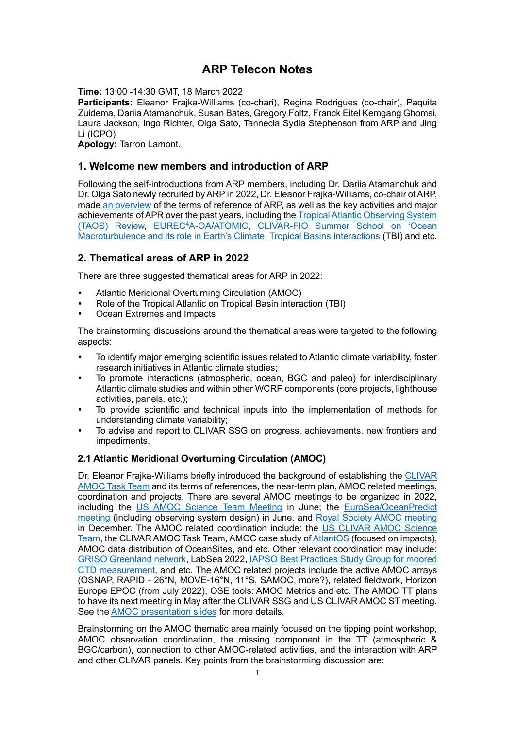# ARP Telecon Notes

**Time:** 13:00 -14:30 GMT, 18 March 2022
**Participants:** Eleanor Frajka-Williams (co-chari), Regina Rodrigues (co-chair), Paquita Zuidema, Dariia Atamanchuk, Susan Bates, Gregory Foltz, Franck Eitel Kemgang Ghomsi, Laura Jackson, Ingo Richter, Olga Sato, Tannecia Sydia Stephenson from ARP and Jing Li (ICPO)
**Apology:** Tarron Lamont.

## 1. Welcome new members and introduction of ARP

Following the self-introductions from ARP members, including Dr. Dariia Atamanchuk and Dr. Olga Sato newly recruited by ARP in 2022, Dr. Eleanor Frajka-Williams, co-chair of ARP, made an overview of the terms of reference of ARP, as well as the key activities and major achievements of APR over the past years, including the Tropical Atlantic Observing System (TAOS) Review, EUREC[4]A-OA/ATOMIC, CLIVAR-FIO Summer School on 'Ocean Macroturbulence and its role in Earth's Climate, Tropical Basins Interactions (TBI) and etc.

## 2. Thematical areas of ARP in 2022

There are three suggested thematical areas for ARP in 2022:

- Atlantic Meridional Overturning Circulation (AMOC)
- Role of the Tropical Atlantic on Tropical Basin interaction (TBI)
- Ocean Extremes and Impacts

The brainstorming discussions around the thematical areas were targeted to the following aspects:

- To identify major emerging scientific issues related to Atlantic climate variability, foster research initiatives in Atlantic climate studies;
- To promote interactions (atmospheric, ocean, BGC and paleo) for interdisciplinary Atlantic climate studies and within other WCRP components (core projects, lighthouse activities, panels, etc.);
- To provide scientific and technical inputs into the implementation of methods for understanding climate variability;
- To advise and report to CLIVAR SSG on progress, achievements, new frontiers and impediments.

### 2.1 Atlantic Meridional Overturning Circulation (AMOC)

Dr. Eleanor Frajka-Williams briefly introduced the background of establishing the CLIVAR AMOC Task Team and its terms of references, the near-term plan, AMOC related meetings, coordination and projects. There are several AMOC meetings to be organized in 2022, including the US AMOC Science Team Meeting in June; the EuroSea/OceanPredict meeting (including observing system design) in June, and Royal Society AMOC meeting in December. The AMOC related coordination include: the US CLIVAR AMOC Science Team, the CLIVAR AMOC Task Team, AMOC case study of AtlantOS (focused on impacts), AMOC data distribution of OceanSites, and etc. Other relevant coordination may include: GRISO Greenland network, LabSea 2022, IAPSO Best Practices Study Group for moored CTD measurement, and etc. The AMOC related projects include the active AMOC arrays (OSNAP, RAPID - 26°N, MOVE-16°N, 11°S, SAMOC, more?), related fieldwork, Horizon Europe EPOC (from July 2022), OSE tools: AMOC Metrics and etc. The AMOC TT plans to have its next meeting in May after the CLIVAR SSG and US CLIVAR AMOC ST meeting. See the AMOC presentation slides for more details.

Brainstorming on the AMOC thematic area mainly focused on the tipping point workshop, AMOC observation coordination, the missing component in the TT (atmospheric & BGC/carbon), connection to other AMOC-related activities, and the interaction with ARP and other CLIVAR panels. Key points from the brainstorming discussion are: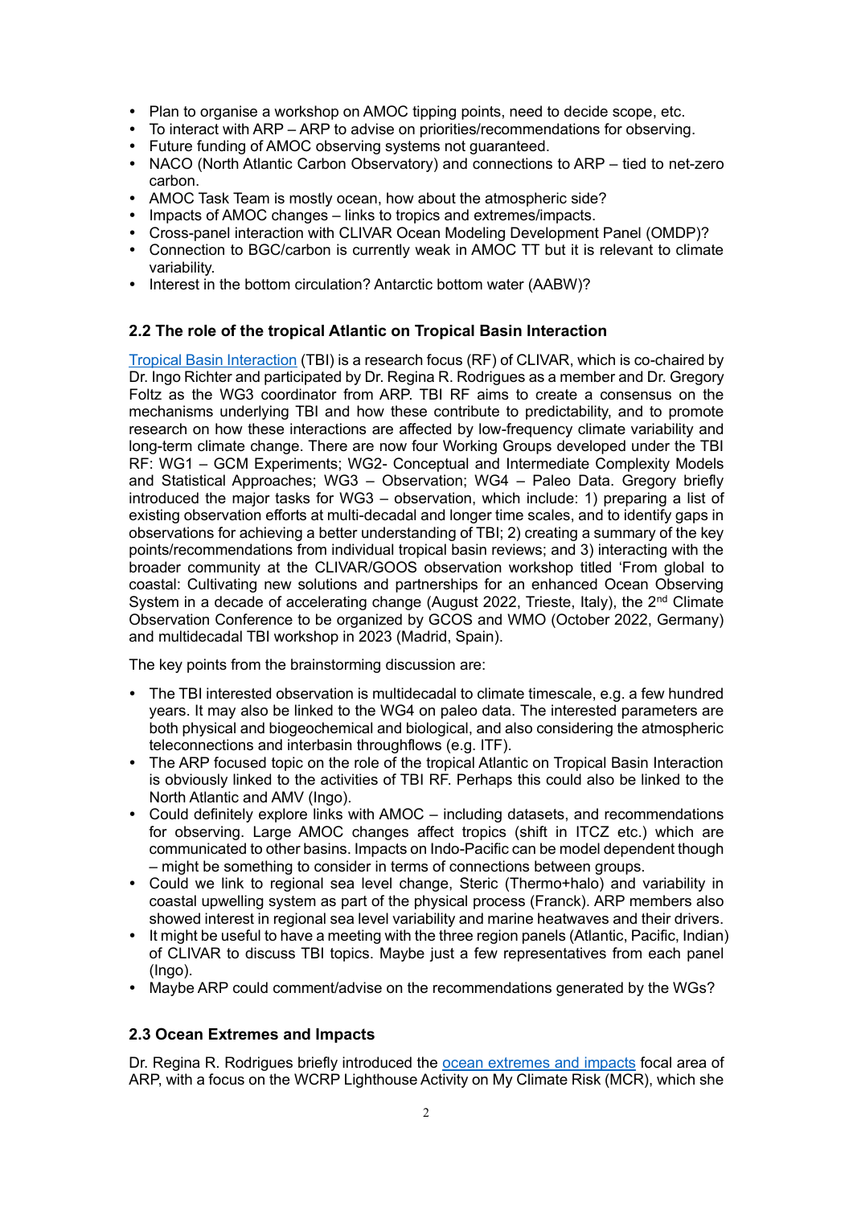- Plan to organise a workshop on AMOC tipping points, need to decide scope, etc.
- To interact with ARP – ARP to advise on priorities/recommendations for observing.
- Future funding of AMOC observing systems not guaranteed.
- NACO (North Atlantic Carbon Observatory) and connections to ARP – tied to net-zero carbon.
- AMOC Task Team is mostly ocean, how about the atmospheric side?
- Impacts of AMOC changes – links to tropics and extremes/impacts.
- Cross-panel interaction with CLIVAR Ocean Modeling Development Panel (OMDP)?
- Connection to BGC/carbon is currently weak in AMOC TT but it is relevant to climate variability.
- Interest in the bottom circulation? Antarctic bottom water (AABW)?

## 2.2 The role of the tropical Atlantic on Tropical Basin Interaction

Tropical Basin Interaction (TBI) is a research focus (RF) of CLIVAR, which is co-chaired by Dr. Ingo Richter and participated by Dr. Regina R. Rodrigues as a member and Dr. Gregory Foltz as the WG3 coordinator from ARP. TBI RF aims to create a consensus on the mechanisms underlying TBI and how these contribute to predictability, and to promote research on how these interactions are affected by low-frequency climate variability and long-term climate change. There are now four Working Groups developed under the TBI RF: WG1 – GCM Experiments; WG2- Conceptual and Intermediate Complexity Models and Statistical Approaches; WG3 – Observation; WG4 – Paleo Data. Gregory briefly introduced the major tasks for WG3 – observation, which include: 1) preparing a list of existing observation efforts at multi-decadal and longer time scales, and to identify gaps in observations for achieving a better understanding of TBI; 2) creating a summary of the key points/recommendations from individual tropical basin reviews; and 3) interacting with the broader community at the CLIVAR/GOOS observation workshop titled 'From global to coastal: Cultivating new solutions and partnerships for an enhanced Ocean Observing System in a decade of accelerating change (August 2022, Trieste, Italy), the 2nd Climate Observation Conference to be organized by GCOS and WMO (October 2022, Germany) and multidecadal TBI workshop in 2023 (Madrid, Spain).

The key points from the brainstorming discussion are:

- The TBI interested observation is multidecadal to climate timescale, e.g. a few hundred years. It may also be linked to the WG4 on paleo data. The interested parameters are both physical and biogeochemical and biological, and also considering the atmospheric teleconnections and interbasin throughflows (e.g. ITF).
- The ARP focused topic on the role of the tropical Atlantic on Tropical Basin Interaction is obviously linked to the activities of TBI RF. Perhaps this could also be linked to the North Atlantic and AMV (Ingo).
- Could definitely explore links with AMOC – including datasets, and recommendations for observing. Large AMOC changes affect tropics (shift in ITCZ etc.) which are communicated to other basins. Impacts on Indo-Pacific can be model dependent though – might be something to consider in terms of connections between groups.
- Could we link to regional sea level change, Steric (Thermo+halo) and variability in coastal upwelling system as part of the physical process (Franck). ARP members also showed interest in regional sea level variability and marine heatwaves and their drivers.
- It might be useful to have a meeting with the three region panels (Atlantic, Pacific, Indian) of CLIVAR to discuss TBI topics. Maybe just a few representatives from each panel (Ingo).
- Maybe ARP could comment/advise on the recommendations generated by the WGs?

## 2.3 Ocean Extremes and Impacts

Dr. Regina R. Rodrigues briefly introduced the ocean extremes and impacts focal area of ARP, with a focus on the WCRP Lighthouse Activity on My Climate Risk (MCR), which she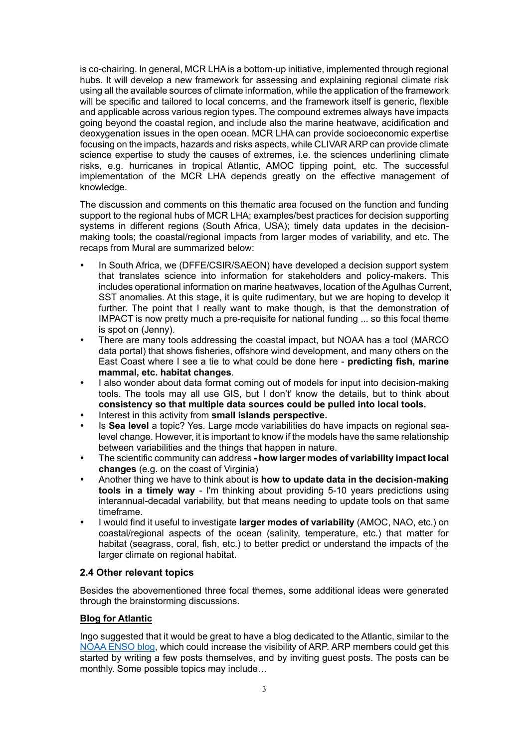is co-chairing. In general, MCR LHA is a bottom-up initiative, implemented through regional hubs. It will develop a new framework for assessing and explaining regional climate risk using all the available sources of climate information, while the application of the framework will be specific and tailored to local concerns, and the framework itself is generic, flexible and applicable across various region types. The compound extremes always have impacts going beyond the coastal region, and include also the marine heatwave, acidification and deoxygenation issues in the open ocean. MCR LHA can provide socioeconomic expertise focusing on the impacts, hazards and risks aspects, while CLIVAR ARP can provide climate science expertise to study the causes of extremes, i.e. the sciences underlining climate risks, e.g. hurricanes in tropical Atlantic, AMOC tipping point, etc. The successful implementation of the MCR LHA depends greatly on the effective management of knowledge.

The discussion and comments on this thematic area focused on the function and funding support to the regional hubs of MCR LHA; examples/best practices for decision supporting systems in different regions (South Africa, USA); timely data updates in the decision-making tools; the coastal/regional impacts from larger modes of variability, and etc. The recaps from Mural are summarized below:

- In South Africa, we (DFFE/CSIR/SAEON) have developed a decision support system that translates science into information for stakeholders and policy-makers. This includes operational information on marine heatwaves, location of the Agulhas Current, SST anomalies. At this stage, it is quite rudimentary, but we are hoping to develop it further. The point that I really want to make though, is that the demonstration of IMPACT is now pretty much a pre-requisite for national funding ... so this focal theme is spot on (Jenny).
- There are many tools addressing the coastal impact, but NOAA has a tool (MARCO data portal) that shows fisheries, offshore wind development, and many others on the East Coast where I see a tie to what could be done here - **predicting fish, marine mammal, etc. habitat changes**.
- I also wonder about data format coming out of models for input into decision-making tools. The tools may all use GIS, but I don't' know the details, but to think about **consistency so that multiple data sources could be pulled into local tools.**
- Interest in this activity from **small islands perspective.**
- Is **Sea level** a topic? Yes. Large mode variabilities do have impacts on regional sea-level change. However, it is important to know if the models have the same relationship between variabilities and the things that happen in nature.
- The scientific community can address **- how larger modes of variability impact local changes** (e.g. on the coast of Virginia)
- Another thing we have to think about is **how to update data in the decision-making tools in a timely way** - I'm thinking about providing 5-10 years predictions using interannual-decadal variability, but that means needing to update tools on that same timeframe.
- I would find it useful to investigate **larger modes of variability** (AMOC, NAO, etc.) on coastal/regional aspects of the ocean (salinity, temperature, etc.) that matter for habitat (seagrass, coral, fish, etc.) to better predict or understand the impacts of the larger climate on regional habitat.

### 2.4 Other relevant topics

Besides the abovementioned three focal themes, some additional ideas were generated through the brainstorming discussions.

**Blog for Atlantic**

Ingo suggested that it would be great to have a blog dedicated to the Atlantic, similar to the NOAA ENSO blog, which could increase the visibility of ARP. ARP members could get this started by writing a few posts themselves, and by inviting guest posts. The posts can be monthly. Some possible topics may include…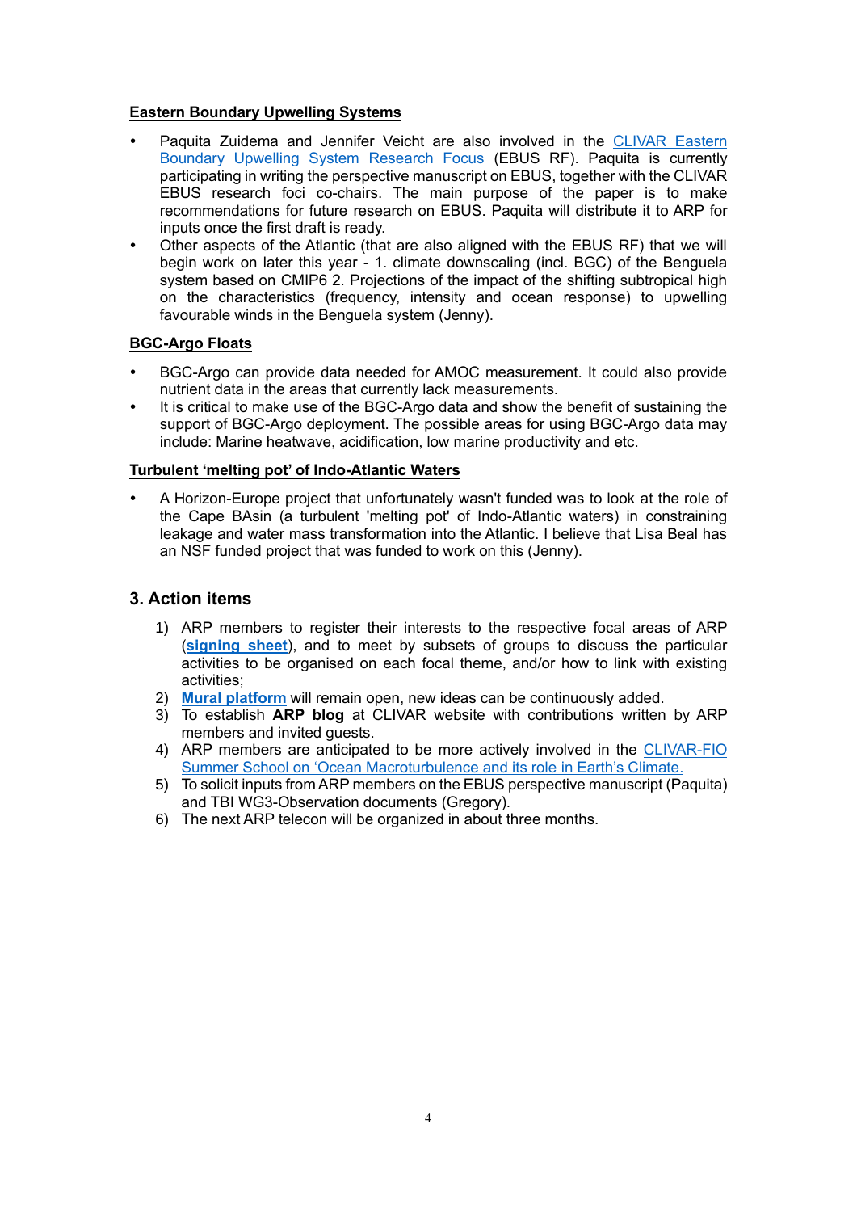**Eastern Boundary Upwelling Systems**

- Paquita Zuidema and Jennifer Veicht are also involved in the CLIVAR Eastern Boundary Upwelling System Research Focus (EBUS RF). Paquita is currently participating in writing the perspective manuscript on EBUS, together with the CLIVAR EBUS research foci co-chairs. The main purpose of the paper is to make recommendations for future research on EBUS. Paquita will distribute it to ARP for inputs once the first draft is ready.
- Other aspects of the Atlantic (that are also aligned with the EBUS RF) that we will begin work on later this year - 1. climate downscaling (incl. BGC) of the Benguela system based on CMIP6 2. Projections of the impact of the shifting subtropical high on the characteristics (frequency, intensity and ocean response) to upwelling favourable winds in the Benguela system (Jenny).

**BGC-Argo Floats**

- BGC-Argo can provide data needed for AMOC measurement. It could also provide nutrient data in the areas that currently lack measurements.
- It is critical to make use of the BGC-Argo data and show the benefit of sustaining the support of BGC-Argo deployment. The possible areas for using BGC-Argo data may include: Marine heatwave, acidification, low marine productivity and etc.

**Turbulent 'melting pot' of Indo-Atlantic Waters**

- A Horizon-Europe project that unfortunately wasn't funded was to look at the role of the Cape BAsin (a turbulent 'melting pot' of Indo-Atlantic waters) in constraining leakage and water mass transformation into the Atlantic. I believe that Lisa Beal has an NSF funded project that was funded to work on this (Jenny).

## 3. Action items

1) ARP members to register their interests to the respective focal areas of ARP (**signing sheet**), and to meet by subsets of groups to discuss the particular activities to be organised on each focal theme, and/or how to link with existing activities;
2) **Mural platform** will remain open, new ideas can be continuously added.
3) To establish **ARP blog** at CLIVAR website with contributions written by ARP members and invited guests.
4) ARP members are anticipated to be more actively involved in the CLIVAR-FIO Summer School on 'Ocean Macroturbulence and its role in Earth's Climate.
5) To solicit inputs from ARP members on the EBUS perspective manuscript (Paquita) and TBI WG3-Observation documents (Gregory).
6) The next ARP telecon will be organized in about three months.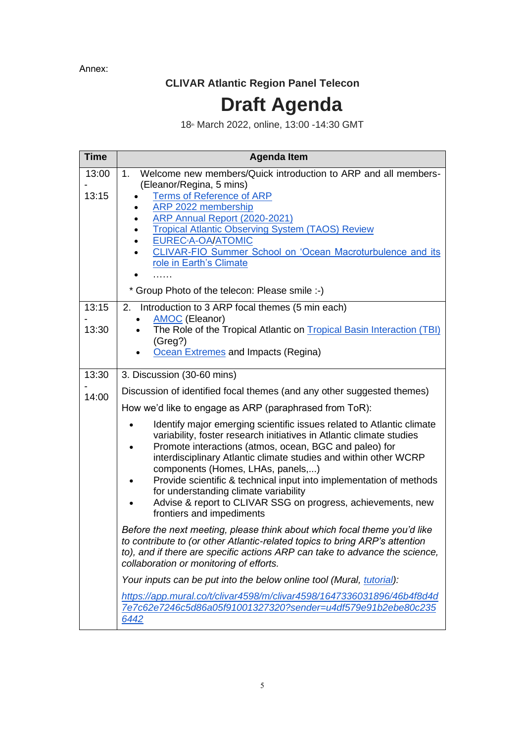Annex:

**CLIVAR Atlantic Region Panel Telecon**

# Draft Agenda

18th March 2022, online, 13:00 -14:30 GMT

| Time | Agenda Item |
|---|---|
| 13:00 - 13:15 | 1. Welcome new members/Quick introduction to ARP and all members- (Eleanor/Regina, 5 mins)<br>• Terms of Reference of ARP<br>• ARP 2022 membership<br>• ARP Annual Report (2020-2021)<br>• Tropical Atlantic Observing System (TAOS) Review<br>• EUREC4A-OA/ATOMIC<br>• CLIVAR-FIO Summer School on 'Ocean Macroturbulence and its role in Earth's Climate<br>• ……<br>* Group Photo of the telecon: Please smile :-) |
| 13:15 - 13:30 | 2. Introduction to 3 ARP focal themes (5 min each)<br>• AMOC (Eleanor)<br>• The Role of the Tropical Atlantic on Tropical Basin Interaction (TBI) (Greg?)<br>• Ocean Extremes and Impacts (Regina) |
| 13:30 - 14:00 | 3. Discussion (30-60 mins)<br>Discussion of identified focal themes (and any other suggested themes)<br>How we'd like to engage as ARP (paraphrased from ToR):<br>• Identify major emerging scientific issues related to Atlantic climate variability, foster research initiatives in Atlantic climate studies<br>• Promote interactions (atmos, ocean, BGC and paleo) for interdisciplinary Atlantic climate studies and within other WCRP components (Homes, LHAs, panels,...)<br>• Provide scientific & technical input into implementation of methods for understanding climate variability<br>• Advise & report to CLIVAR SSG on progress, achievements, new frontiers and impediments<br>*Before the next meeting, please think about which focal theme you'd like to contribute to (or other Atlantic-related topics to bring ARP's attention to), and if there are specific actions ARP can take to advance the science, collaboration or monitoring of efforts.*<br>*Your inputs can be put into the below online tool (Mural, tutorial):*<br>*https://app.mural.co/t/clivar4598/m/clivar4598/1647336031896/46b4f8d4d7e7c62e7246c5d86a05f91001327320?sender=u4df579e91b2ebe80c2356442* |